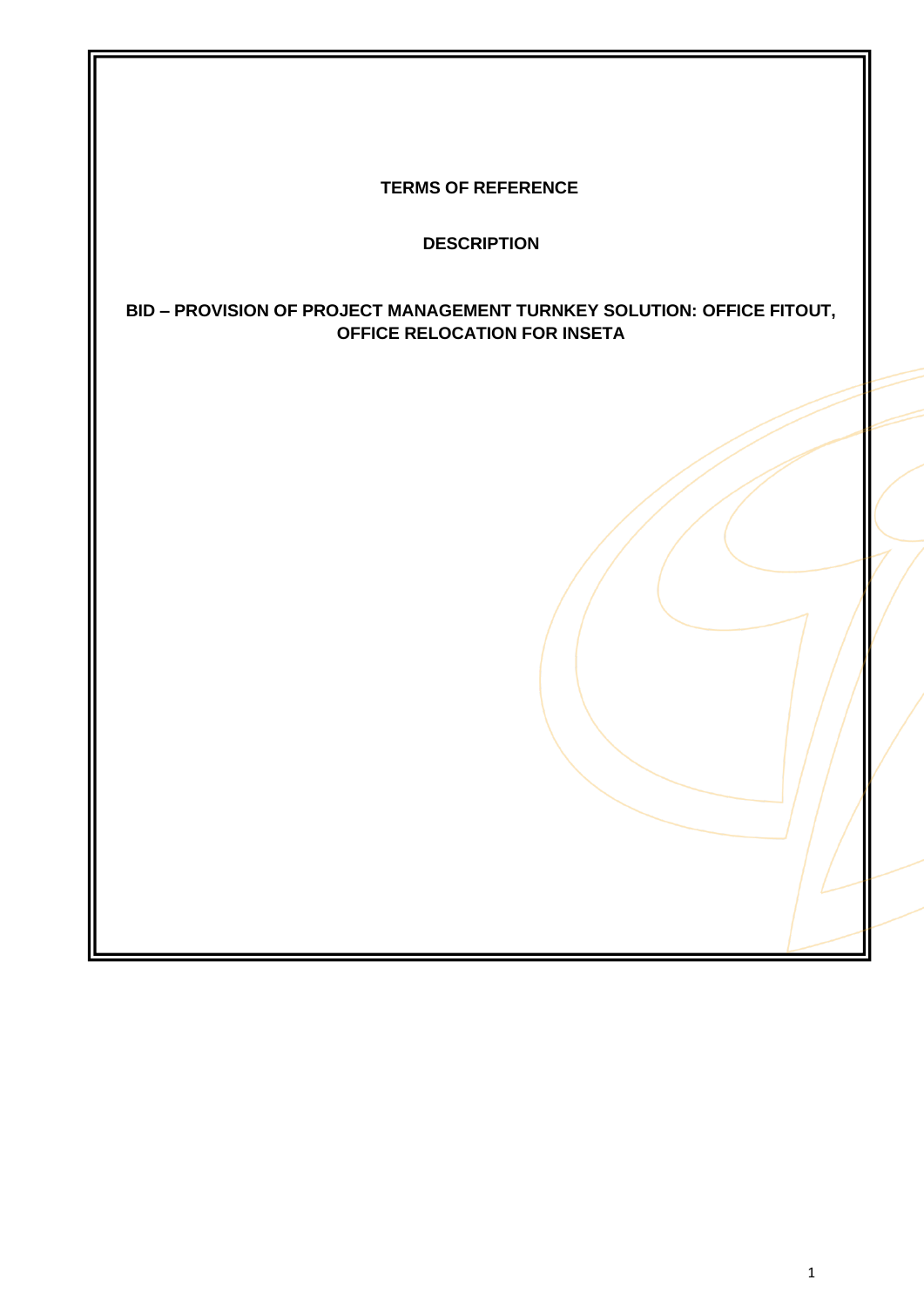# TERMS OF REFERENCE

## DESCRIPTION

## BID – PROVISION OF PROJECT MANAGEMENT TURNKEY SOLUTION: OFFICE FITOUT, OFFICE RELOCATION FOR INSETA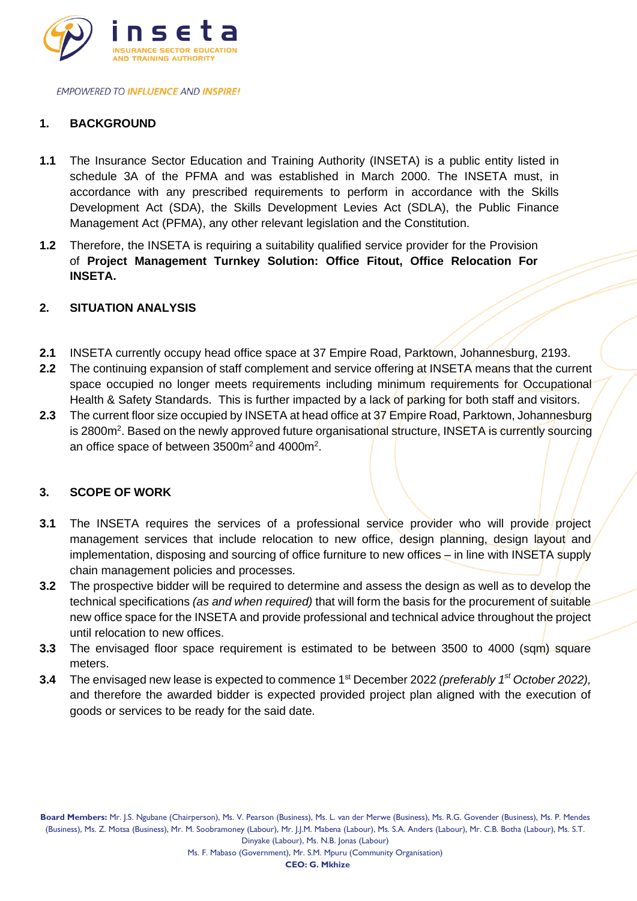## 1. BACKGROUND

**1.1** The Insurance Sector Education and Training Authority (INSETA) is a public entity listed in schedule 3A of the PFMA and was established in March 2000. The INSETA must, in accordance with any prescribed requirements to perform in accordance with the Skills Development Act (SDA), the Skills Development Levies Act (SDLA), the Public Finance Management Act (PFMA), any other relevant legislation and the Constitution.

**1.2** Therefore, the INSETA is requiring a suitability qualified service provider for the Provision of **Project Management Turnkey Solution: Office Fitout, Office Relocation For INSETA.**

## 2. SITUATION ANALYSIS

**2.1** INSETA currently occupy head office space at 37 Empire Road, Parktown, Johannesburg, 2193.

**2.2** The continuing expansion of staff complement and service offering at INSETA means that the current space occupied no longer meets requirements including minimum requirements for Occupational Health & Safety Standards. This is further impacted by a lack of parking for both staff and visitors.

**2.3** The current floor size occupied by INSETA at head office at 37 Empire Road, Parktown, Johannesburg is 2800m$^2$. Based on the newly approved future organisational structure, INSETA is currently sourcing an office space of between 3500m$^2$ and 4000m$^2$.

## 3. SCOPE OF WORK

**3.1** The INSETA requires the services of a professional service provider who will provide project management services that include relocation to new office, design planning, design layout and implementation, disposing and sourcing of office furniture to new offices – in line with INSETA supply chain management policies and processes.

**3.2** The prospective bidder will be required to determine and assess the design as well as to develop the technical specifications *(as and when required)* that will form the basis for the procurement of suitable new office space for the INSETA and provide professional and technical advice throughout the project until relocation to new offices.

**3.3** The envisaged floor space requirement is estimated to be between 3500 to 4000 (sqm) square meters.

**3.4** The envisaged new lease is expected to commence 1st December 2022 *(preferably 1st October 2022),* and therefore the awarded bidder is expected provided project plan aligned with the execution of goods or services to be ready for the said date.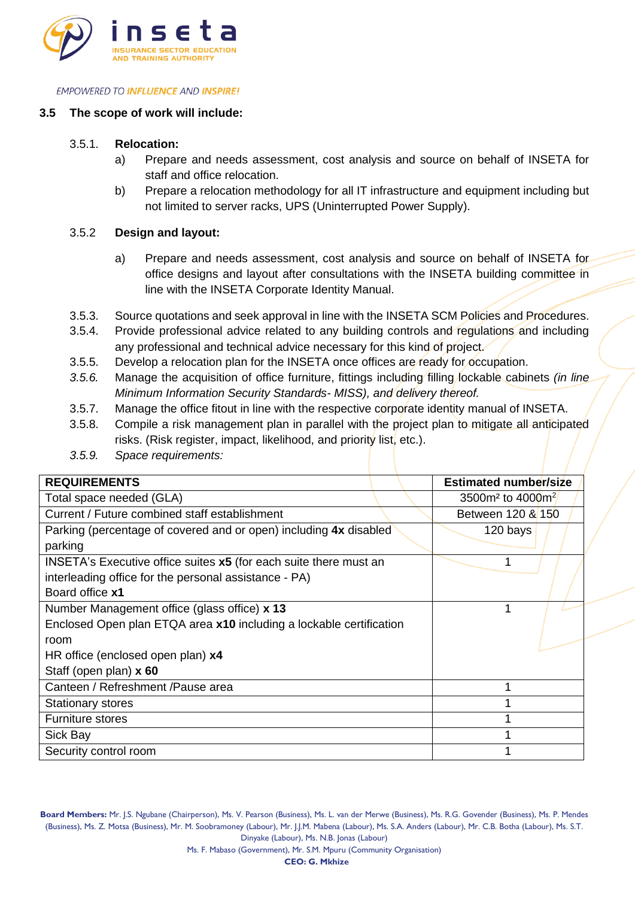### 3.5 The scope of work will include:

3.5.1. **Relocation:**

a) Prepare and needs assessment, cost analysis and source on behalf of INSETA for staff and office relocation.

b) Prepare a relocation methodology for all IT infrastructure and equipment including but not limited to server racks, UPS (Uninterrupted Power Supply).

3.5.2 **Design and layout:**

a) Prepare and needs assessment, cost analysis and source on behalf of INSETA for office designs and layout after consultations with the INSETA building committee in line with the INSETA Corporate Identity Manual.

3.5.3. Source quotations and seek approval in line with the INSETA SCM Policies and Procedures.

3.5.4. Provide professional advice related to any building controls and regulations and including any professional and technical advice necessary for this kind of project.

3.5.5. Develop a relocation plan for the INSETA once offices are ready for occupation.

*3.5.6.* Manage the acquisition of office furniture, fittings including filling lockable cabinets *(in line Minimum Information Security Standards- MISS), and delivery thereof.*

3.5.7. Manage the office fitout in line with the respective corporate identity manual of INSETA.

3.5.8. Compile a risk management plan in parallel with the project plan to mitigate all anticipated risks. (Risk register, impact, likelihood, and priority list, etc.).

*3.5.9. Space requirements:*

| **REQUIREMENTS** | **Estimated number/size** |
|---|---|
| Total space needed (GLA) | 3500m² to 4000m² |
| Current / Future combined staff establishment | Between 120 & 150 |
| Parking (percentage of covered and or open) including **4x** disabled parking | 120 bays |
| INSETA's Executive office suites **x5** (for each suite there must an interleading office for the personal assistance - PA)<br>Board office **x1** | 1 |
| Number Management office (glass office) **x 13**<br>Enclosed Open plan ETQA area **x10** including a lockable certification room<br>HR office (enclosed open plan) **x4**<br>Staff (open plan) **x 60** | 1 |
| Canteen / Refreshment /Pause area | 1 |
| Stationary stores | 1 |
| Furniture stores | 1 |
| Sick Bay | 1 |
| Security control room | 1 |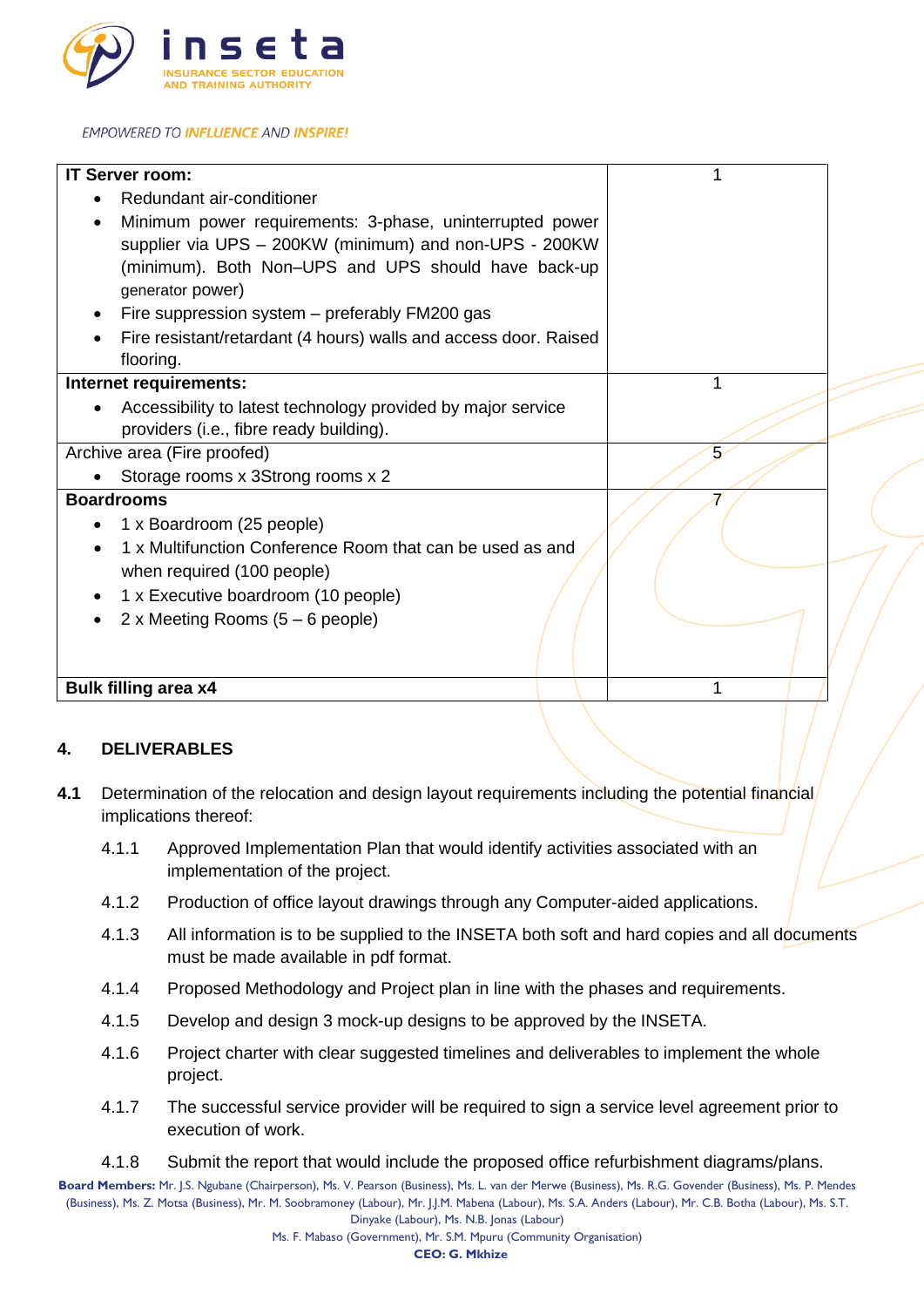| **IT Server room:**<br>• Redundant air-conditioner<br>• Minimum power requirements: 3-phase, uninterrupted power supplier via UPS – 200KW (minimum) and non-UPS - 200KW (minimum). Both Non–UPS and UPS should have back-up generator power)<br>• Fire suppression system – preferably FM200 gas<br>• Fire resistant/retardant (4 hours) walls and access door. Raised flooring. | 1 |
|---|---|
| **Internet requirements:**<br>• Accessibility to latest technology provided by major service providers (i.e., fibre ready building). | 1 |
| Archive area (Fire proofed)<br>• Storage rooms x 3Strong rooms x 2 | 5 |
| **Boardrooms**<br>• 1 x Boardroom (25 people)<br>• 1 x Multifunction Conference Room that can be used as and when required (100 people)<br>• 1 x Executive boardroom (10 people)<br>• 2 x Meeting Rooms (5 – 6 people) | 7 |
| **Bulk filling area x4** | 1 |

## 4. DELIVERABLES

**4.1** Determination of the relocation and design layout requirements including the potential financial implications thereof:

4.1.1 Approved Implementation Plan that would identify activities associated with an implementation of the project.

4.1.2 Production of office layout drawings through any Computer-aided applications.

4.1.3 All information is to be supplied to the INSETA both soft and hard copies and all documents must be made available in pdf format.

4.1.4 Proposed Methodology and Project plan in line with the phases and requirements.

4.1.5 Develop and design 3 mock-up designs to be approved by the INSETA.

4.1.6 Project charter with clear suggested timelines and deliverables to implement the whole project.

4.1.7 The successful service provider will be required to sign a service level agreement prior to execution of work.

4.1.8 Submit the report that would include the proposed office refurbishment diagrams/plans.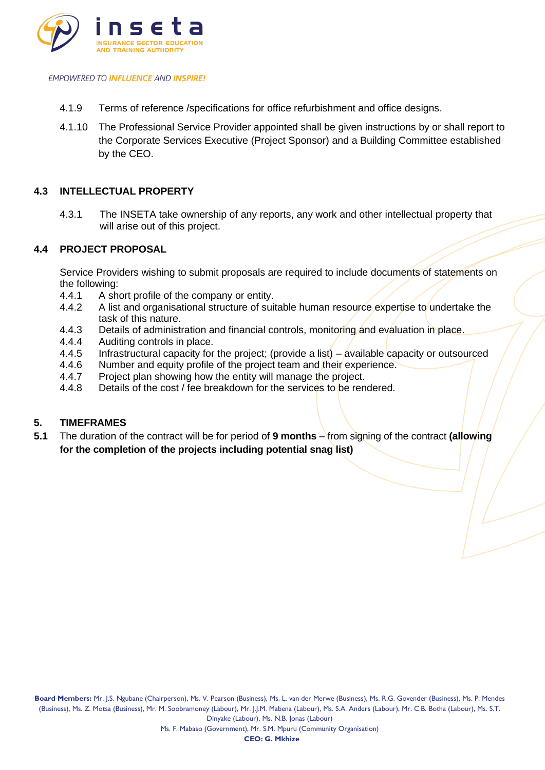4.1.9 Terms of reference /specifications for office refurbishment and office designs.

4.1.10 The Professional Service Provider appointed shall be given instructions by or shall report to the Corporate Services Executive (Project Sponsor) and a Building Committee established by the CEO.

## 4.3 INTELLECTUAL PROPERTY

4.3.1 The INSETA take ownership of any reports, any work and other intellectual property that will arise out of this project.

## 4.4 PROJECT PROPOSAL

Service Providers wishing to submit proposals are required to include documents of statements on the following:

4.4.1 A short profile of the company or entity.
4.4.2 A list and organisational structure of suitable human resource expertise to undertake the task of this nature.
4.4.3 Details of administration and financial controls, monitoring and evaluation in place.
4.4.4 Auditing controls in place.
4.4.5 Infrastructural capacity for the project; (provide a list) – available capacity or outsourced
4.4.6 Number and equity profile of the project team and their experience.
4.4.7 Project plan showing how the entity will manage the project.
4.4.8 Details of the cost / fee breakdown for the services to be rendered.

## 5. TIMEFRAMES

**5.1** The duration of the contract will be for period of **9 months** – from signing of the contract **(allowing for the completion of the projects including potential snag list)**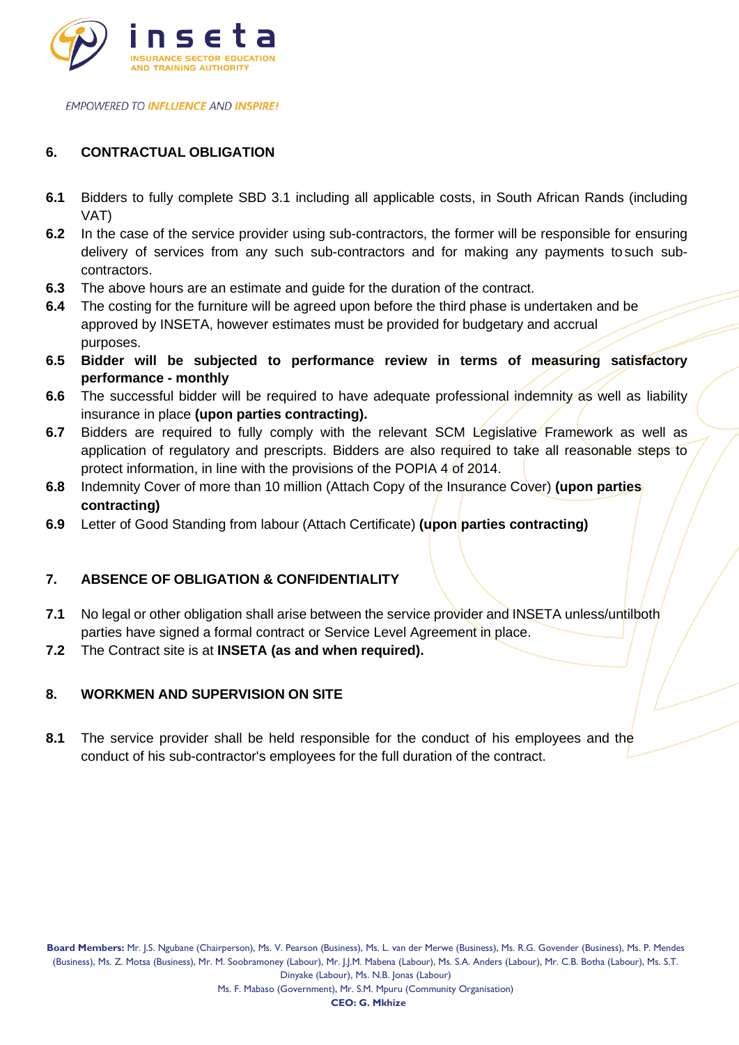## 6. CONTRACTUAL OBLIGATION

**6.1** Bidders to fully complete SBD 3.1 including all applicable costs, in South African Rands (including VAT)

**6.2** In the case of the service provider using sub-contractors, the former will be responsible for ensuring delivery of services from any such sub-contractors and for making any payments to such sub-contractors.

**6.3** The above hours are an estimate and guide for the duration of the contract.

**6.4** The costing for the furniture will be agreed upon before the third phase is undertaken and be approved by INSETA, however estimates must be provided for budgetary and accrual purposes.

**6.5** **Bidder will be subjected to performance review in terms of measuring satisfactory performance - monthly**

**6.6** The successful bidder will be required to have adequate professional indemnity as well as liability insurance in place **(upon parties contracting).**

**6.7** Bidders are required to fully comply with the relevant SCM Legislative Framework as well as application of regulatory and prescripts. Bidders are also required to take all reasonable steps to protect information, in line with the provisions of the POPIA 4 of 2014.

**6.8** Indemnity Cover of more than 10 million (Attach Copy of the Insurance Cover) **(upon parties contracting)**

**6.9** Letter of Good Standing from labour (Attach Certificate) **(upon parties contracting)**

## 7. ABSENCE OF OBLIGATION & CONFIDENTIALITY

**7.1** No legal or other obligation shall arise between the service provider and INSETA unless/untilboth parties have signed a formal contract or Service Level Agreement in place.

**7.2** The Contract site is at **INSETA (as and when required).**

## 8. WORKMEN AND SUPERVISION ON SITE

**8.1** The service provider shall be held responsible for the conduct of his employees and the conduct of his sub-contractor's employees for the full duration of the contract.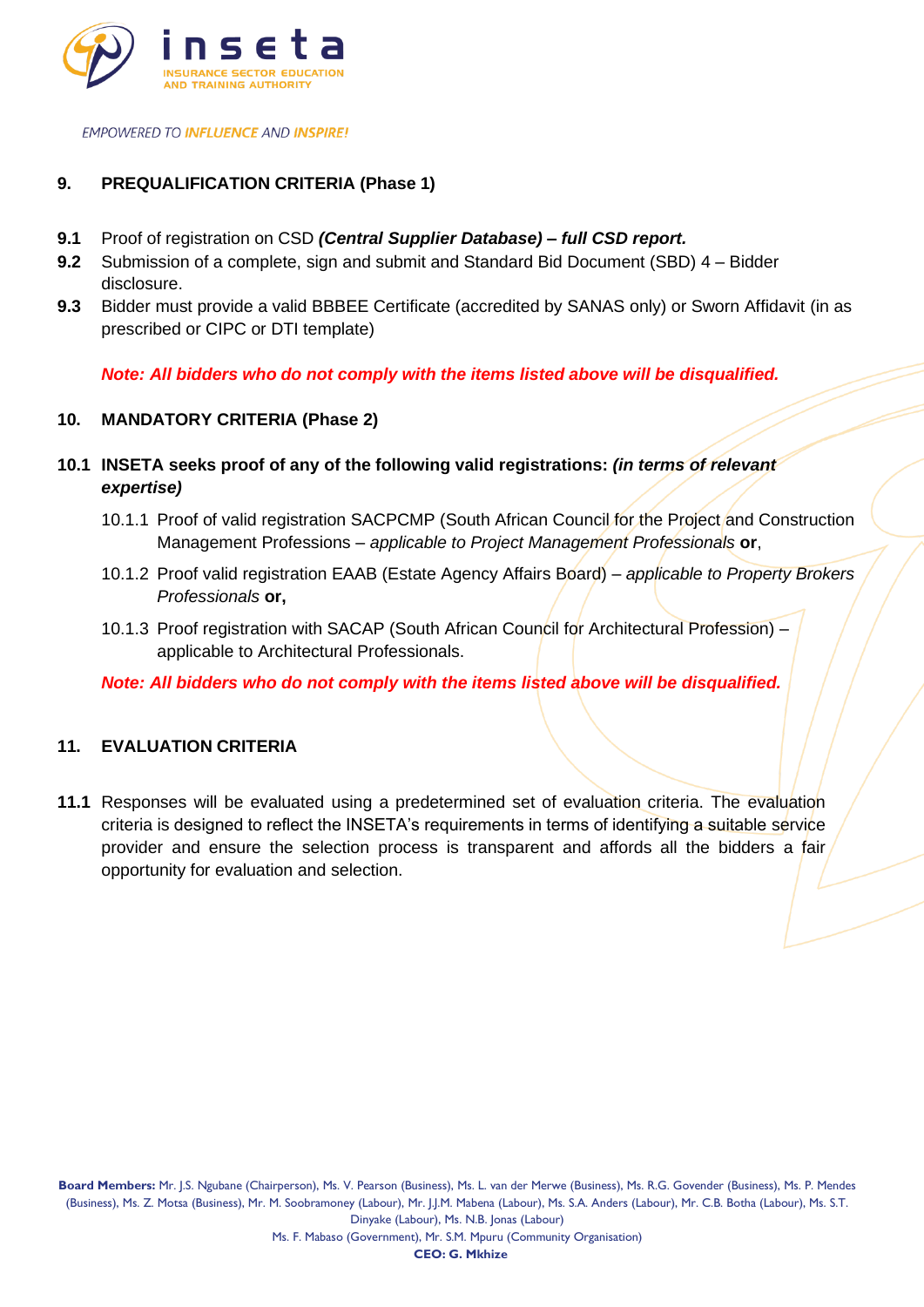## 9. PREQUALIFICATION CRITERIA (Phase 1)

**9.1** Proof of registration on CSD ***(Central Supplier Database) – full CSD report.***

**9.2** Submission of a complete, sign and submit and Standard Bid Document (SBD) 4 – Bidder disclosure.

**9.3** Bidder must provide a valid BBBEE Certificate (accredited by SANAS only) or Sworn Affidavit (in as prescribed or CIPC or DTI template)

***Note: All bidders who do not comply with the items listed above will be disqualified.***

## 10. MANDATORY CRITERIA (Phase 2)

**10.1 INSETA seeks proof of any of the following valid registrations: *(in terms of relevant expertise)***

10.1.1 Proof of valid registration SACPCMP (South African Council for the Project and Construction Management Professions – *applicable to Project Management Professionals* **or**,

10.1.2 Proof valid registration EAAB (Estate Agency Affairs Board) – *applicable to Property Brokers Professionals* **or,**

10.1.3 Proof registration with SACAP (South African Council for Architectural Profession) – applicable to Architectural Professionals.

***Note: All bidders who do not comply with the items listed above will be disqualified.***

## 11. EVALUATION CRITERIA

**11.1** Responses will be evaluated using a predetermined set of evaluation criteria. The evaluation criteria is designed to reflect the INSETA's requirements in terms of identifying a suitable service provider and ensure the selection process is transparent and affords all the bidders a fair opportunity for evaluation and selection.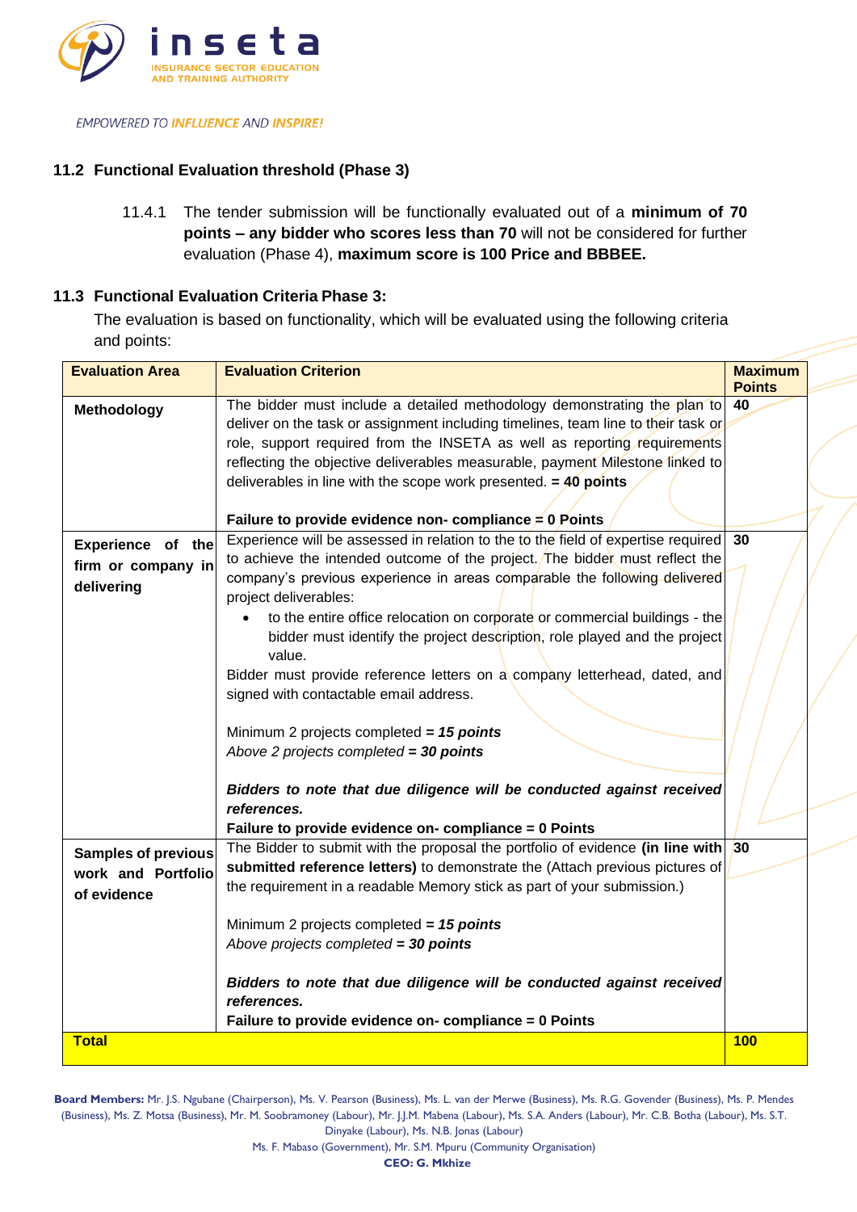### 11.2 Functional Evaluation threshold (Phase 3)

11.4.1 The tender submission will be functionally evaluated out of a **minimum of 70 points – any bidder who scores less than 70** will not be considered for further evaluation (Phase 4), **maximum score is 100 Price and BBBEE.**

### 11.3 Functional Evaluation Criteria Phase 3:

The evaluation is based on functionality, which will be evaluated using the following criteria and points:

| Evaluation Area | Evaluation Criterion | Maximum Points |
|---|---|---|
| **Methodology** | The bidder must include a detailed methodology demonstrating the plan to deliver on the task or assignment including timelines, team line to their task or role, support required from the INSETA as well as reporting requirements reflecting the objective deliverables measurable, payment Milestone linked to deliverables in line with the scope work presented. **= 40 points**<br><br>**Failure to provide evidence non- compliance = 0 Points** | **40** |
| **Experience of the firm or company in delivering** | Experience will be assessed in relation to the to the field of expertise required to achieve the intended outcome of the project. The bidder must reflect the company's previous experience in areas comparable the following delivered project deliverables:<br>• to the entire office relocation on corporate or commercial buildings - the bidder must identify the project description, role played and the project value.<br>Bidder must provide reference letters on a company letterhead, dated, and signed with contactable email address.<br><br>Minimum 2 projects completed ***= 15 points***<br>*Above 2 projects completed* ***= 30 points***<br><br>***Bidders to note that due diligence will be conducted against received references.***<br>**Failure to provide evidence on- compliance = 0 Points** | **30** |
| **Samples of previous work and Portfolio of evidence** | The Bidder to submit with the proposal the portfolio of evidence **(in line with submitted reference letters)** to demonstrate the (Attach previous pictures of the requirement in a readable Memory stick as part of your submission.)<br><br>Minimum 2 projects completed ***= 15 points***<br>*Above projects completed* ***= 30 points***<br><br>***Bidders to note that due diligence will be conducted against received references.***<br>**Failure to provide evidence on- compliance = 0 Points** | **30** |
| **Total** | | **100** |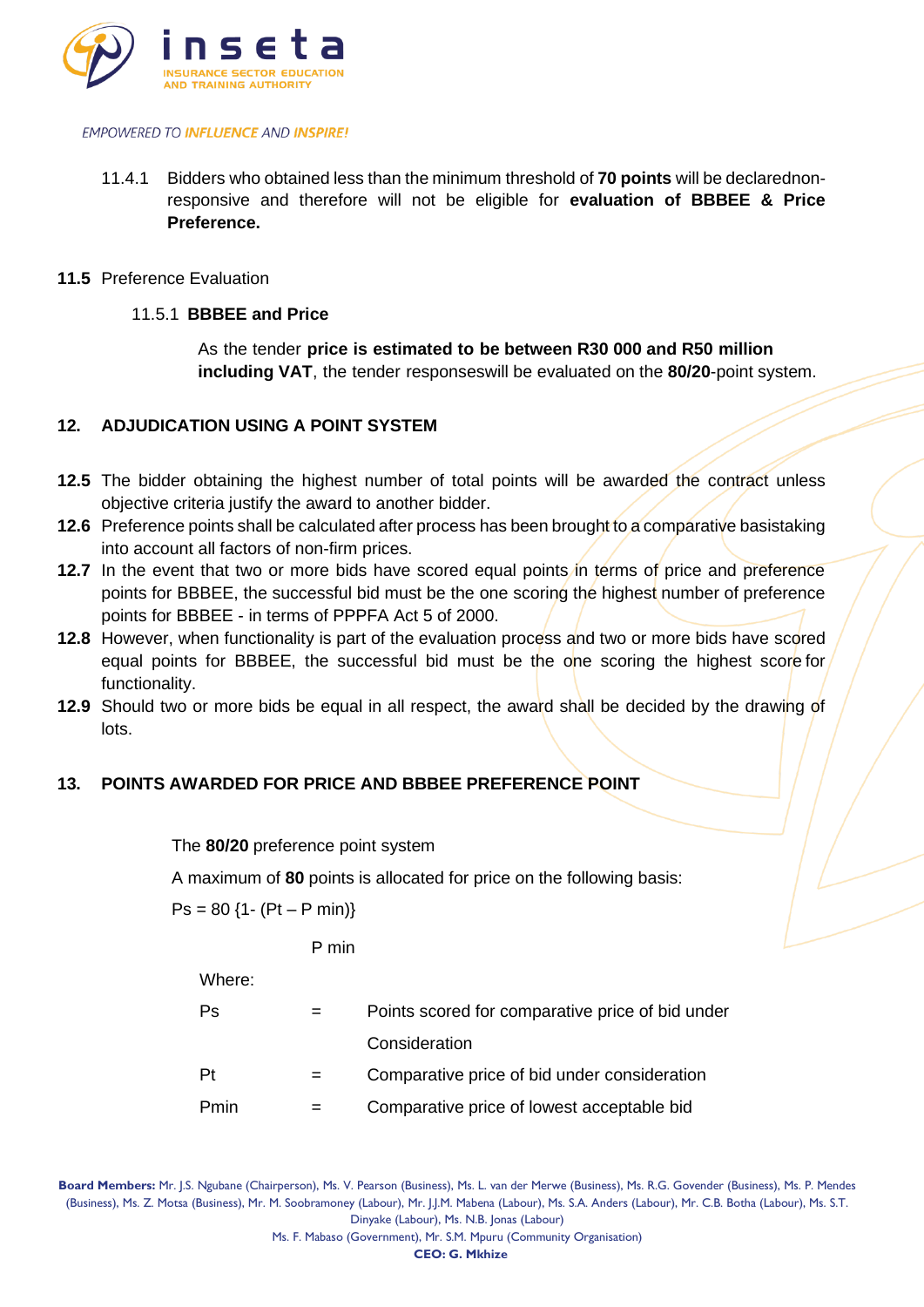11.4.1 Bidders who obtained less than the minimum threshold of **70 points** will be declarednon-responsive and therefore will not be eligible for **evaluation of BBBEE & Price Preference.**

**11.5** Preference Evaluation

11.5.1 **BBBEE and Price**

As the tender **price is estimated to be between R30 000 and R50 million including VAT**, the tender responseswill be evaluated on the **80/20**-point system.

## 12. ADJUDICATION USING A POINT SYSTEM

**12.5** The bidder obtaining the highest number of total points will be awarded the contract unless objective criteria justify the award to another bidder.

**12.6** Preference points shall be calculated after process has been brought to a comparative basistaking into account all factors of non-firm prices.

**12.7** In the event that two or more bids have scored equal points in terms of price and preference points for BBBEE, the successful bid must be the one scoring the highest number of preference points for BBBEE - in terms of PPPFA Act 5 of 2000.

**12.8** However, when functionality is part of the evaluation process and two or more bids have scored equal points for BBBEE, the successful bid must be the one scoring the highest score for functionality.

**12.9** Should two or more bids be equal in all respect, the award shall be decided by the drawing of lots.

## 13. POINTS AWARDED FOR PRICE AND BBBEE PREFERENCE POINT

The **80/20** preference point system

A maximum of **80** points is allocated for price on the following basis:

$$Ps = 80\left\{1 - \frac{(Pt - P\,min)}{P\,min}\right\}$$

Where:

| | | |
|---|---|---|
| Ps | = | Points scored for comparative price of bid under Consideration |
| Pt | = | Comparative price of bid under consideration |
| Pmin | = | Comparative price of lowest acceptable bid |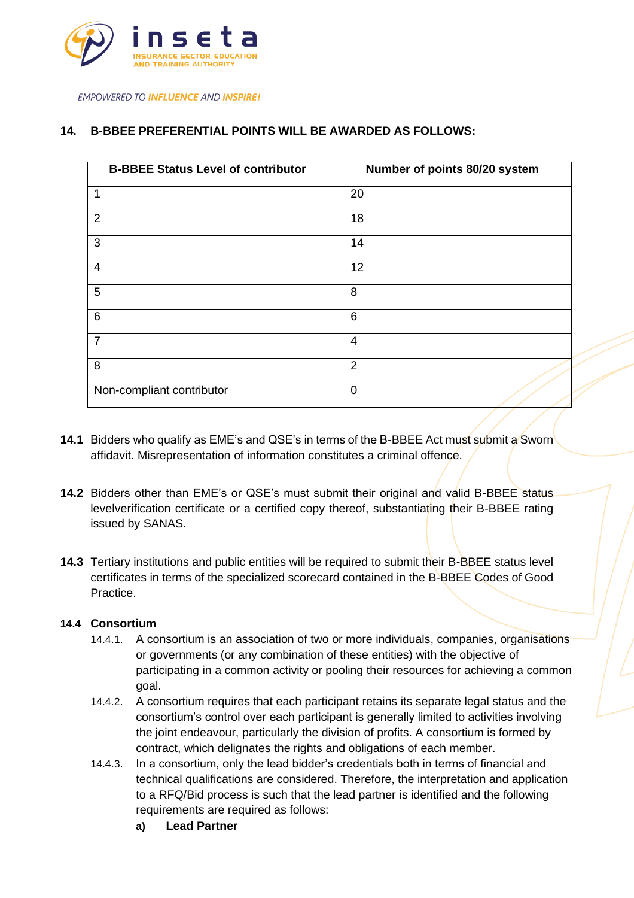## 14. B-BBEE PREFERENTIAL POINTS WILL BE AWARDED AS FOLLOWS:

| B-BBEE Status Level of contributor | Number of points 80/20 system |
|---|---|
| 1 | 20 |
| 2 | 18 |
| 3 | 14 |
| 4 | 12 |
| 5 | 8 |
| 6 | 6 |
| 7 | 4 |
| 8 | 2 |
| Non-compliant contributor | 0 |

**14.1** Bidders who qualify as EME's and QSE's in terms of the B-BBEE Act must submit a Sworn affidavit. Misrepresentation of information constitutes a criminal offence.

**14.2** Bidders other than EME's or QSE's must submit their original and valid B-BBEE status levelverification certificate or a certified copy thereof, substantiating their B-BBEE rating issued by SANAS.

**14.3** Tertiary institutions and public entities will be required to submit their B-BBEE status level certificates in terms of the specialized scorecard contained in the B-BBEE Codes of Good Practice.

**14.4 Consortium**

14.4.1. A consortium is an association of two or more individuals, companies, organisations or governments (or any combination of these entities) with the objective of participating in a common activity or pooling their resources for achieving a common goal.

14.4.2. A consortium requires that each participant retains its separate legal status and the consortium's control over each participant is generally limited to activities involving the joint endeavour, particularly the division of profits. A consortium is formed by contract, which delignates the rights and obligations of each member.

14.4.3. In a consortium, only the lead bidder's credentials both in terms of financial and technical qualifications are considered. Therefore, the interpretation and application to a RFQ/Bid process is such that the lead partner is identified and the following requirements are required as follows:

**a) Lead Partner**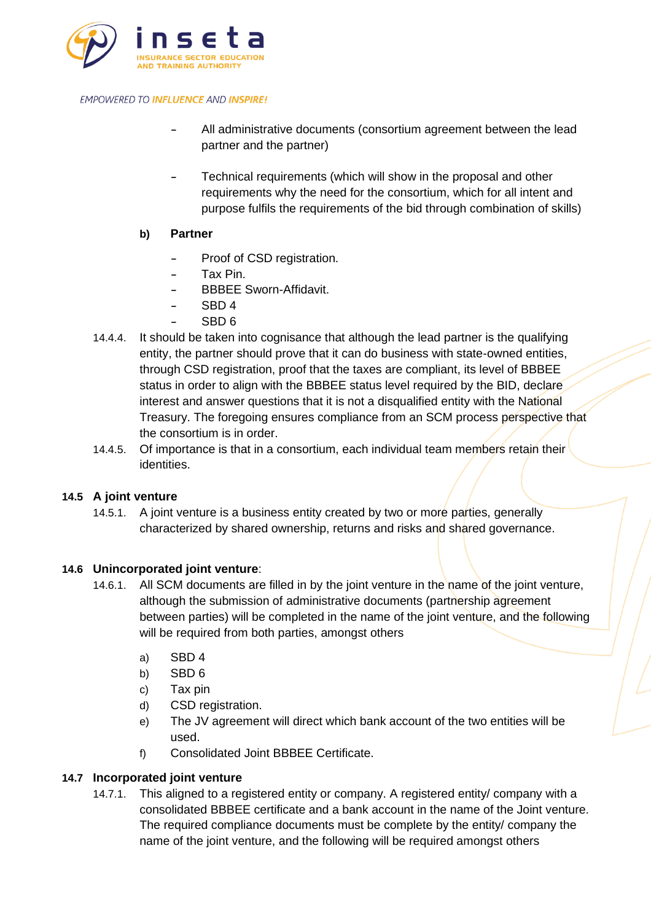- All administrative documents (consortium agreement between the lead partner and the partner)

- Technical requirements (which will show in the proposal and other requirements why the need for the consortium, which for all intent and purpose fulfils the requirements of the bid through combination of skills)

**b) Partner**

- Proof of CSD registration.
- Tax Pin.
- BBBEE Sworn-Affidavit.
- SBD 4
- SBD 6

14.4.4. It should be taken into cognisance that although the lead partner is the qualifying entity, the partner should prove that it can do business with state-owned entities, through CSD registration, proof that the taxes are compliant, its level of BBBEE status in order to align with the BBBEE status level required by the BID, declare interest and answer questions that it is not a disqualified entity with the National Treasury. The foregoing ensures compliance from an SCM process perspective that the consortium is in order.

14.4.5. Of importance is that in a consortium, each individual team members retain their identities.

### 14.5 A joint venture

14.5.1. A joint venture is a business entity created by two or more parties, generally characterized by shared ownership, returns and risks and shared governance.

### 14.6 Unincorporated joint venture:

14.6.1. All SCM documents are filled in by the joint venture in the name of the joint venture, although the submission of administrative documents (partnership agreement between parties) will be completed in the name of the joint venture, and the following will be required from both parties, amongst others

a) SBD 4
b) SBD 6
c) Tax pin
d) CSD registration.
e) The JV agreement will direct which bank account of the two entities will be used.
f) Consolidated Joint BBBEE Certificate.

### 14.7 Incorporated joint venture

14.7.1. This aligned to a registered entity or company. A registered entity/ company with a consolidated BBBEE certificate and a bank account in the name of the Joint venture. The required compliance documents must be complete by the entity/ company the name of the joint venture, and the following will be required amongst others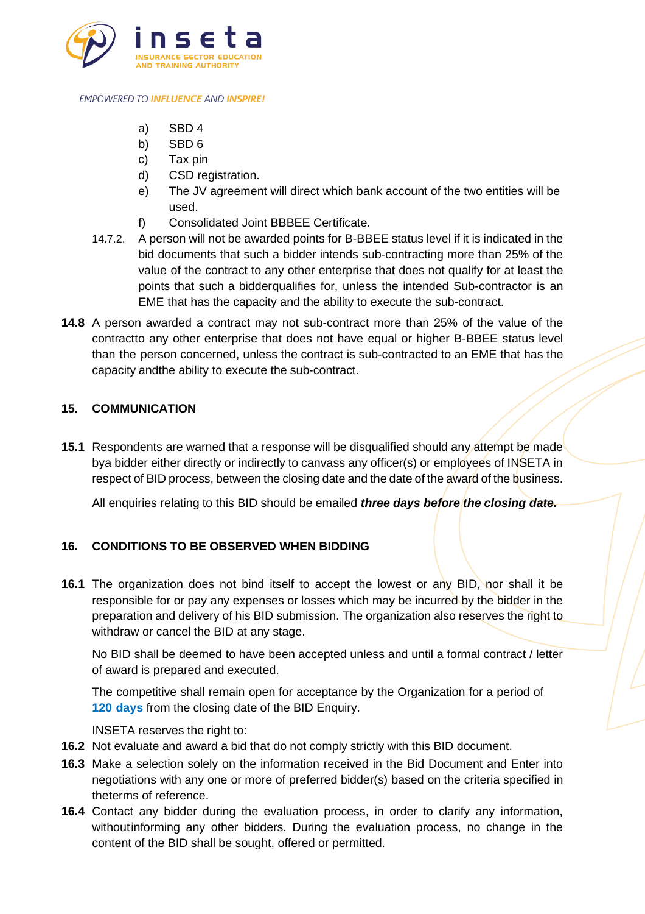a) SBD 4
b) SBD 6
c) Tax pin
d) CSD registration.
e) The JV agreement will direct which bank account of the two entities will be used.
f) Consolidated Joint BBBEE Certificate.

14.7.2. A person will not be awarded points for B-BBEE status level if it is indicated in the bid documents that such a bidder intends sub-contracting more than 25% of the value of the contract to any other enterprise that does not qualify for at least the points that such a bidderqualifies for, unless the intended Sub-contractor is an EME that has the capacity and the ability to execute the sub-contract.

**14.8** A person awarded a contract may not sub-contract more than 25% of the value of the contractto any other enterprise that does not have equal or higher B-BBEE status level than the person concerned, unless the contract is sub-contracted to an EME that has the capacity andthe ability to execute the sub-contract.

## 15. COMMUNICATION

**15.1** Respondents are warned that a response will be disqualified should any attempt be made bya bidder either directly or indirectly to canvass any officer(s) or employees of INSETA in respect of BID process, between the closing date and the date of the award of the business.

All enquiries relating to this BID should be emailed ***three days before the closing date.***

## 16. CONDITIONS TO BE OBSERVED WHEN BIDDING

**16.1** The organization does not bind itself to accept the lowest or any BID, nor shall it be responsible for or pay any expenses or losses which may be incurred by the bidder in the preparation and delivery of his BID submission. The organization also reserves the right to withdraw or cancel the BID at any stage.

No BID shall be deemed to have been accepted unless and until a formal contract / letter of award is prepared and executed.

The competitive shall remain open for acceptance by the Organization for a period of **120 days** from the closing date of the BID Enquiry.

INSETA reserves the right to:

**16.2** Not evaluate and award a bid that do not comply strictly with this BID document.

**16.3** Make a selection solely on the information received in the Bid Document and Enter into negotiations with any one or more of preferred bidder(s) based on the criteria specified in theterms of reference.

**16.4** Contact any bidder during the evaluation process, in order to clarify any information, withoutinforming any other bidders. During the evaluation process, no change in the content of the BID shall be sought, offered or permitted.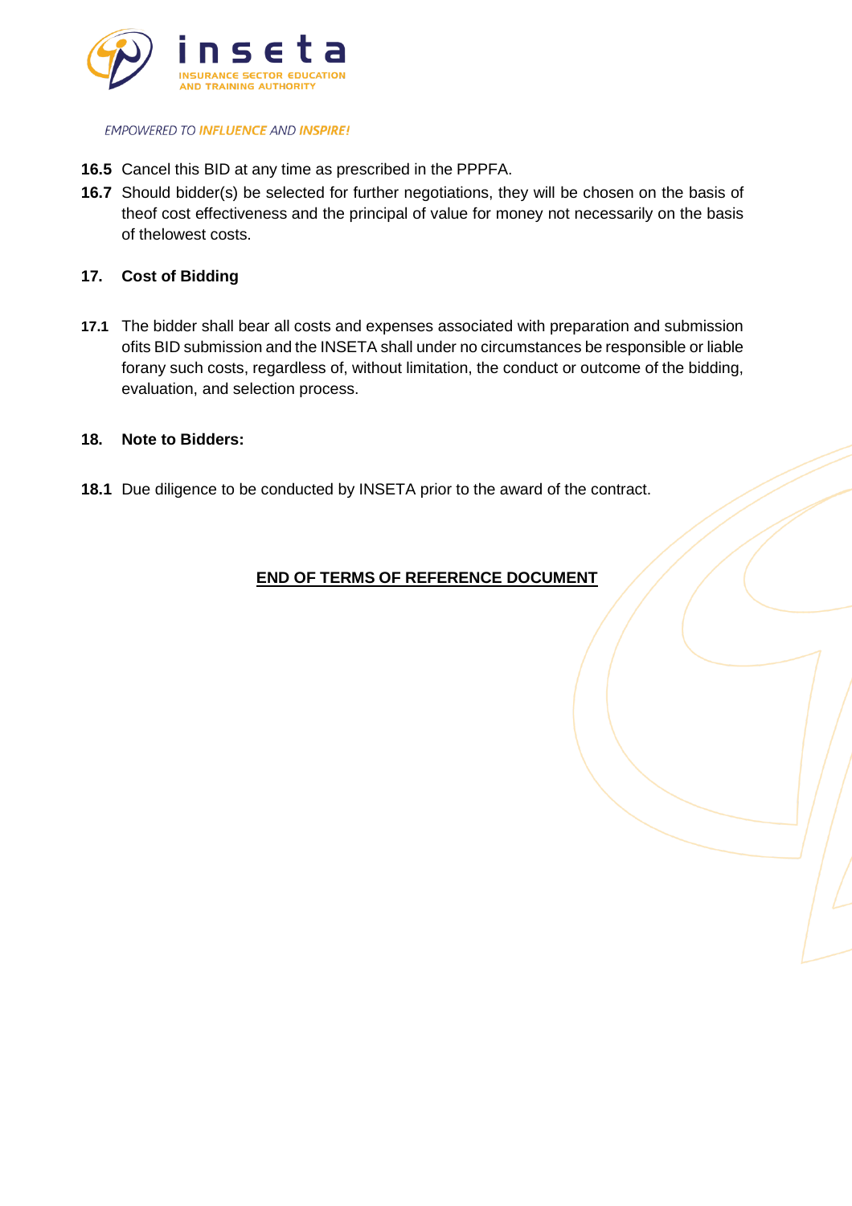**16.5** Cancel this BID at any time as prescribed in the PPPFA.

**16.7** Should bidder(s) be selected for further negotiations, they will be chosen on the basis of theof cost effectiveness and the principal of value for money not necessarily on the basis of thelowest costs.

## 17. Cost of Bidding

**17.1** The bidder shall bear all costs and expenses associated with preparation and submission ofits BID submission and the INSETA shall under no circumstances be responsible or liable forany such costs, regardless of, without limitation, the conduct or outcome of the bidding, evaluation, and selection process.

## 18. Note to Bidders:

**18.1** Due diligence to be conducted by INSETA prior to the award of the contract.

**END OF TERMS OF REFERENCE DOCUMENT**